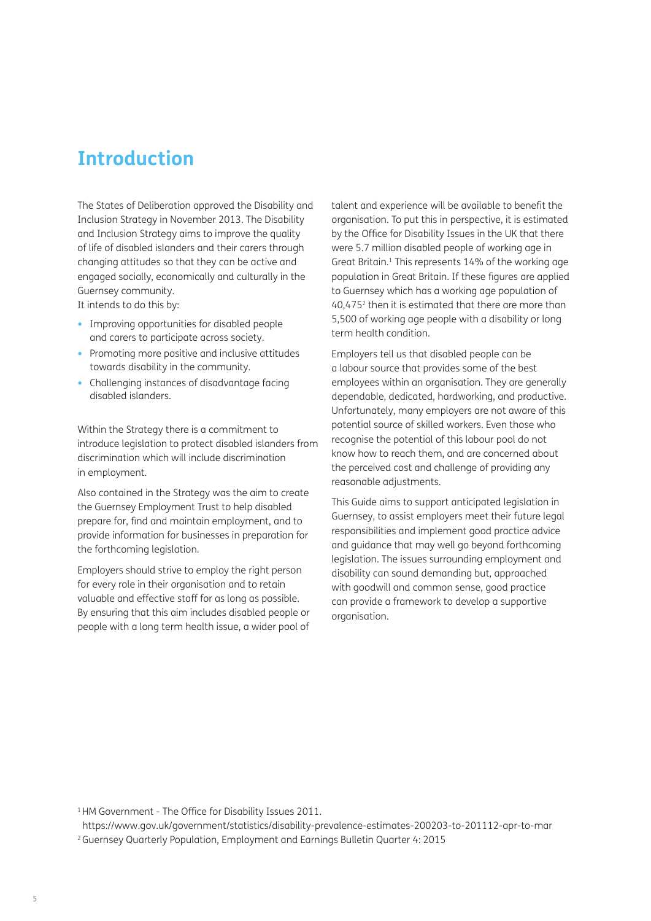# Introduction

The States of Deliberation approved the Disability and Inclusion Strategy in November 2013. The Disability and Inclusion Strategy aims to improve the quality of life of disabled islanders and their carers through changing attitudes so that they can be active and engaged socially, economically and culturally in the Guernsey community.
It intends to do this by:

- Improving opportunities for disabled people and carers to participate across society.
- Promoting more positive and inclusive attitudes towards disability in the community.
- Challenging instances of disadvantage facing disabled islanders.

Within the Strategy there is a commitment to introduce legislation to protect disabled islanders from discrimination which will include discrimination in employment.

Also contained in the Strategy was the aim to create the Guernsey Employment Trust to help disabled prepare for, find and maintain employment, and to provide information for businesses in preparation for the forthcoming legislation.

Employers should strive to employ the right person for every role in their organisation and to retain valuable and effective staff for as long as possible. By ensuring that this aim includes disabled people or people with a long term health issue, a wider pool of talent and experience will be available to benefit the organisation. To put this in perspective, it is estimated by the Office for Disability Issues in the UK that there were 5.7 million disabled people of working age in Great Britain.[1] This represents 14% of the working age population in Great Britain. If these figures are applied to Guernsey which has a working age population of 40,475[2] then it is estimated that there are more than 5,500 of working age people with a disability or long term health condition.

Employers tell us that disabled people can be a labour source that provides some of the best employees within an organisation. They are generally dependable, dedicated, hardworking, and productive. Unfortunately, many employers are not aware of this potential source of skilled workers. Even those who recognise the potential of this labour pool do not know how to reach them, and are concerned about the perceived cost and challenge of providing any reasonable adjustments.

This Guide aims to support anticipated legislation in Guernsey, to assist employers meet their future legal responsibilities and implement good practice advice and guidance that may well go beyond forthcoming legislation. The issues surrounding employment and disability can sound demanding but, approached with goodwill and common sense, good practice can provide a framework to develop a supportive organisation.

[1] HM Government - The Office for Disability Issues 2011.
https://www.gov.uk/government/statistics/disability-prevalence-estimates-200203-to-201112-apr-to-mar

[2] Guernsey Quarterly Population, Employment and Earnings Bulletin Quarter 4: 2015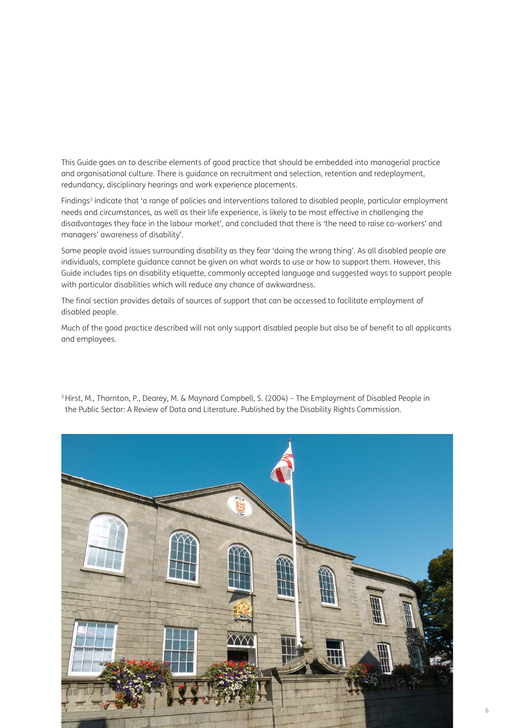This Guide goes on to describe elements of good practice that should be embedded into managerial practice and organisational culture. There is guidance on recruitment and selection, retention and redeployment, redundancy, disciplinary hearings and work experience placements.

Findings[3] indicate that 'a range of policies and interventions tailored to disabled people, particular employment needs and circumstances, as well as their life experience, is likely to be most effective in challenging the disadvantages they face in the labour market', and concluded that there is 'the need to raise co-workers' and managers' awareness of disability'.

Some people avoid issues surrounding disability as they fear 'doing the wrong thing'. As all disabled people are individuals, complete guidance cannot be given on what words to use or how to support them. However, this Guide includes tips on disability etiquette, commonly accepted language and suggested ways to support people with particular disabilities which will reduce any chance of awkwardness.

The final section provides details of sources of support that can be accessed to facilitate employment of disabled people.

Much of the good practice described will not only support disabled people but also be of benefit to all applicants and employees.

[3] Hirst, M., Thornton, P., Dearey, M. & Maynard Campbell, S. (2004) – The Employment of Disabled People in the Public Sector: A Review of Data and Literature. Published by the Disability Rights Commission.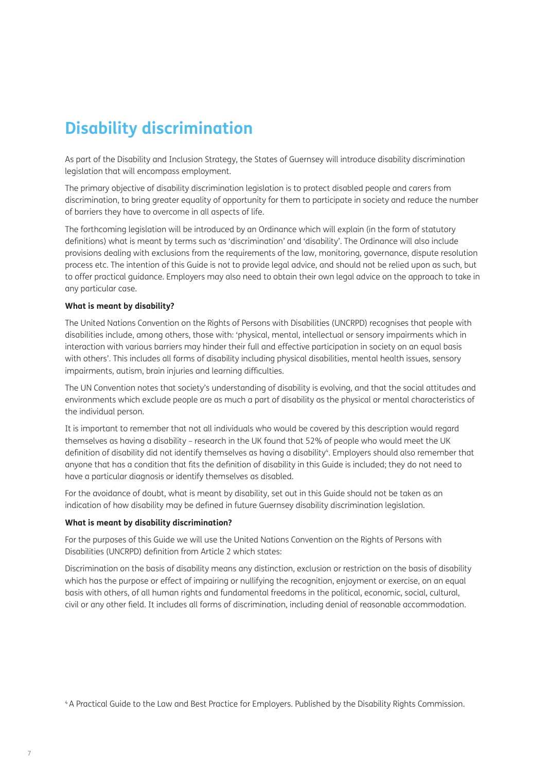# Disability discrimination

As part of the Disability and Inclusion Strategy, the States of Guernsey will introduce disability discrimination legislation that will encompass employment.

The primary objective of disability discrimination legislation is to protect disabled people and carers from discrimination, to bring greater equality of opportunity for them to participate in society and reduce the number of barriers they have to overcome in all aspects of life.

The forthcoming legislation will be introduced by an Ordinance which will explain (in the form of statutory definitions) what is meant by terms such as 'discrimination' and 'disability'. The Ordinance will also include provisions dealing with exclusions from the requirements of the law, monitoring, governance, dispute resolution process etc. The intention of this Guide is not to provide legal advice, and should not be relied upon as such, but to offer practical guidance. Employers may also need to obtain their own legal advice on the approach to take in any particular case.

**What is meant by disability?**

The United Nations Convention on the Rights of Persons with Disabilities (UNCRPD) recognises that people with disabilities include, among others, those with: 'physical, mental, intellectual or sensory impairments which in interaction with various barriers may hinder their full and effective participation in society on an equal basis with others'. This includes all forms of disability including physical disabilities, mental health issues, sensory impairments, autism, brain injuries and learning difficulties.

The UN Convention notes that society's understanding of disability is evolving, and that the social attitudes and environments which exclude people are as much a part of disability as the physical or mental characteristics of the individual person.

It is important to remember that not all individuals who would be covered by this description would regard themselves as having a disability – research in the UK found that 52% of people who would meet the UK definition of disability did not identify themselves as having a disability[4]. Employers should also remember that anyone that has a condition that fits the definition of disability in this Guide is included; they do not need to have a particular diagnosis or identify themselves as disabled.

For the avoidance of doubt, what is meant by disability, set out in this Guide should not be taken as an indication of how disability may be defined in future Guernsey disability discrimination legislation.

**What is meant by disability discrimination?**

For the purposes of this Guide we will use the United Nations Convention on the Rights of Persons with Disabilities (UNCRPD) definition from Article 2 which states:

Discrimination on the basis of disability means any distinction, exclusion or restriction on the basis of disability which has the purpose or effect of impairing or nullifying the recognition, enjoyment or exercise, on an equal basis with others, of all human rights and fundamental freedoms in the political, economic, social, cultural, civil or any other field. It includes all forms of discrimination, including denial of reasonable accommodation.

[4] A Practical Guide to the Law and Best Practice for Employers. Published by the Disability Rights Commission.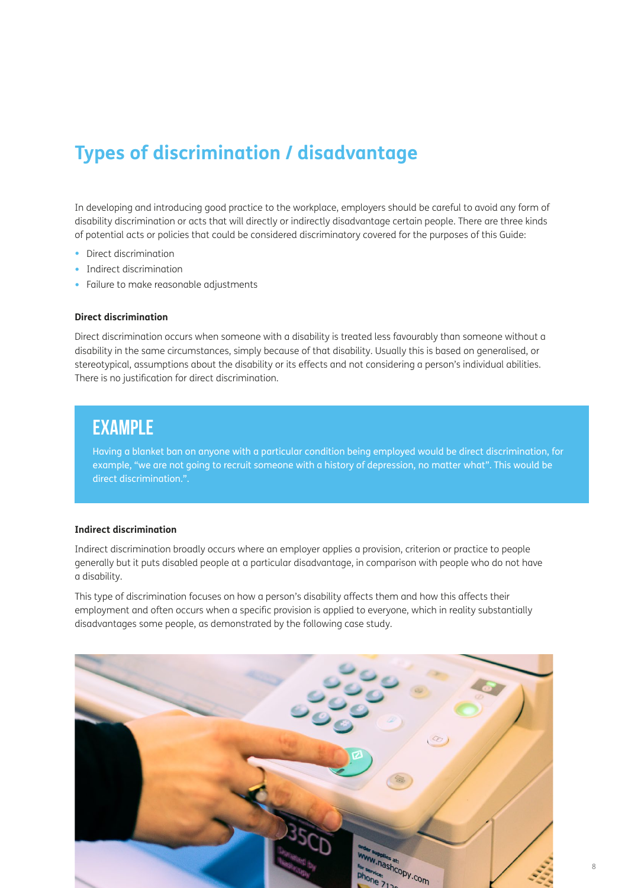# Types of discrimination / disadvantage

In developing and introducing good practice to the workplace, employers should be careful to avoid any form of disability discrimination or acts that will directly or indirectly disadvantage certain people. There are three kinds of potential acts or policies that could be considered discriminatory covered for the purposes of this Guide:

- Direct discrimination
- Indirect discrimination
- Failure to make reasonable adjustments

**Direct discrimination**

Direct discrimination occurs when someone with a disability is treated less favourably than someone without a disability in the same circumstances, simply because of that disability. Usually this is based on generalised, or stereotypical, assumptions about the disability or its effects and not considering a person's individual abilities. There is no justification for direct discrimination.

## EXAMPLE

Having a blanket ban on anyone with a particular condition being employed would be direct discrimination, for example, "we are not going to recruit someone with a history of depression, no matter what". This would be direct discrimination.".

**Indirect discrimination**

Indirect discrimination broadly occurs where an employer applies a provision, criterion or practice to people generally but it puts disabled people at a particular disadvantage, in comparison with people who do not have a disability.

This type of discrimination focuses on how a person's disability affects them and how this affects their employment and often occurs when a specific provision is applied to everyone, which in reality substantially disadvantages some people, as demonstrated by the following case study.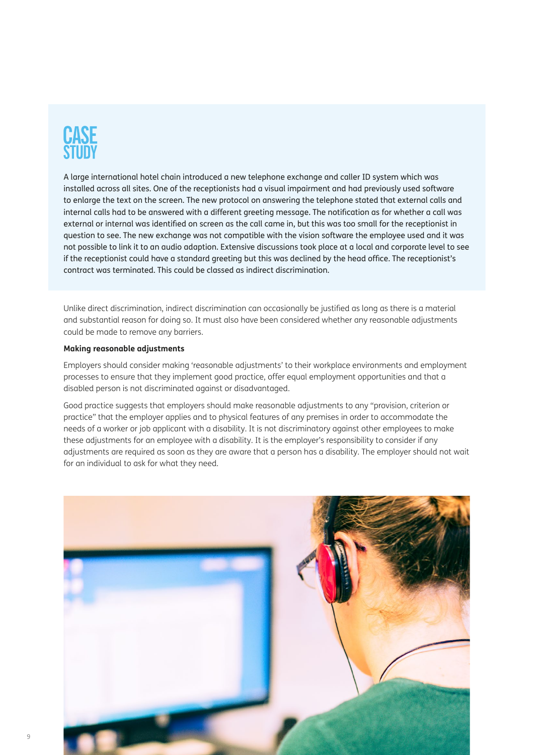## CASE STUDY

A large international hotel chain introduced a new telephone exchange and caller ID system which was installed across all sites. One of the receptionists had a visual impairment and had previously used software to enlarge the text on the screen. The new protocol on answering the telephone stated that external calls and internal calls had to be answered with a different greeting message. The notification as for whether a call was external or internal was identified on screen as the call came in, but this was too small for the receptionist in question to see. The new exchange was not compatible with the vision software the employee used and it was not possible to link it to an audio adaption. Extensive discussions took place at a local and corporate level to see if the receptionist could have a standard greeting but this was declined by the head office. The receptionist's contract was terminated. This could be classed as indirect discrimination.

Unlike direct discrimination, indirect discrimination can occasionally be justified as long as there is a material and substantial reason for doing so. It must also have been considered whether any reasonable adjustments could be made to remove any barriers.

**Making reasonable adjustments**

Employers should consider making 'reasonable adjustments' to their workplace environments and employment processes to ensure that they implement good practice, offer equal employment opportunities and that a disabled person is not discriminated against or disadvantaged.

Good practice suggests that employers should make reasonable adjustments to any "provision, criterion or practice" that the employer applies and to physical features of any premises in order to accommodate the needs of a worker or job applicant with a disability. It is not discriminatory against other employees to make these adjustments for an employee with a disability. It is the employer's responsibility to consider if any adjustments are required as soon as they are aware that a person has a disability. The employer should not wait for an individual to ask for what they need.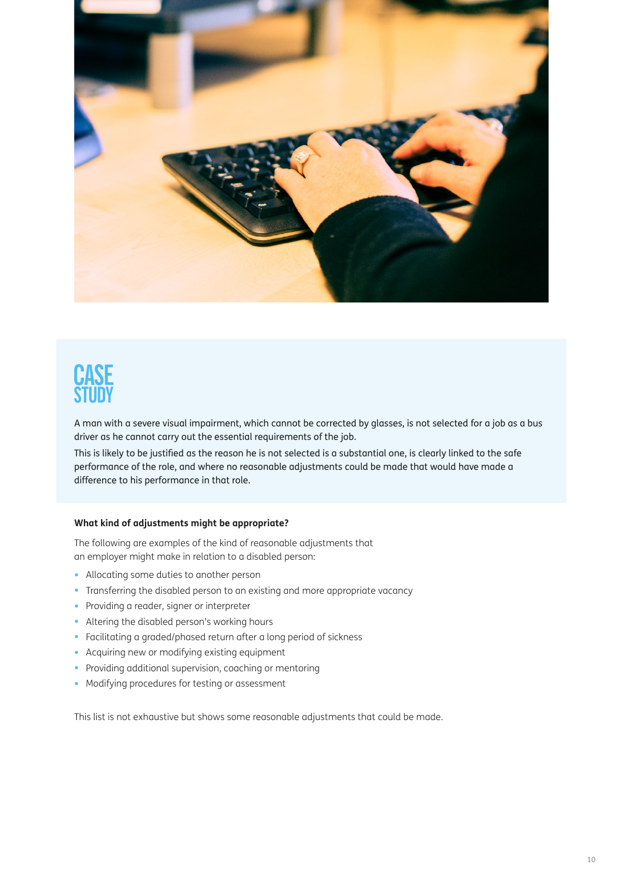## CASE STUDY

A man with a severe visual impairment, which cannot be corrected by glasses, is not selected for a job as a bus driver as he cannot carry out the essential requirements of the job.

This is likely to be justified as the reason he is not selected is a substantial one, is clearly linked to the safe performance of the role, and where no reasonable adjustments could be made that would have made a difference to his performance in that role.

**What kind of adjustments might be appropriate?**

The following are examples of the kind of reasonable adjustments that an employer might make in relation to a disabled person:

- Allocating some duties to another person
- Transferring the disabled person to an existing and more appropriate vacancy
- Providing a reader, signer or interpreter
- Altering the disabled person's working hours
- Facilitating a graded/phased return after a long period of sickness
- Acquiring new or modifying existing equipment
- Providing additional supervision, coaching or mentoring
- Modifying procedures for testing or assessment

This list is not exhaustive but shows some reasonable adjustments that could be made.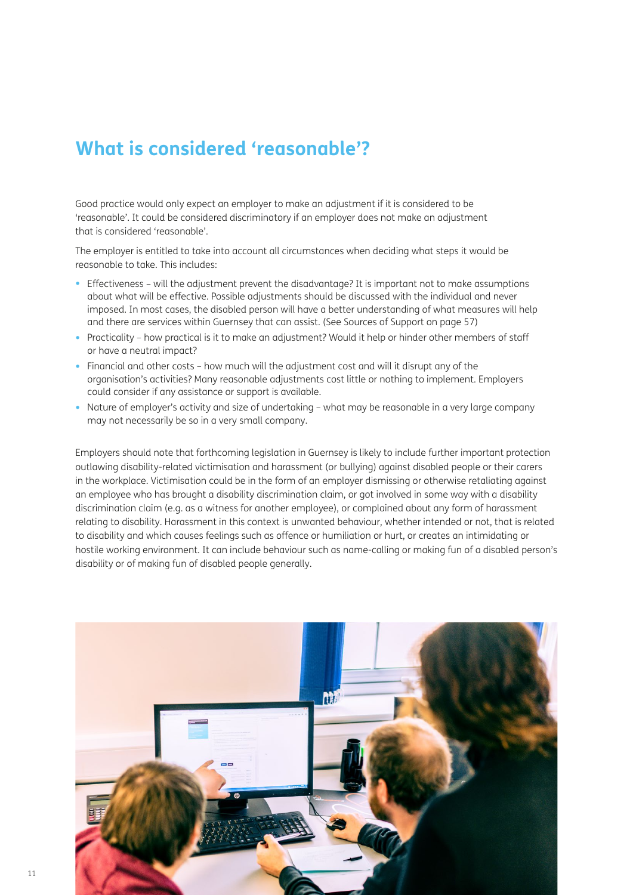## What is considered 'reasonable'?

Good practice would only expect an employer to make an adjustment if it is considered to be 'reasonable'. It could be considered discriminatory if an employer does not make an adjustment that is considered 'reasonable'.

The employer is entitled to take into account all circumstances when deciding what steps it would be reasonable to take. This includes:

- Effectiveness – will the adjustment prevent the disadvantage? It is important not to make assumptions about what will be effective. Possible adjustments should be discussed with the individual and never imposed. In most cases, the disabled person will have a better understanding of what measures will help and there are services within Guernsey that can assist. (See Sources of Support on page 57)
- Practicality – how practical is it to make an adjustment? Would it help or hinder other members of staff or have a neutral impact?
- Financial and other costs – how much will the adjustment cost and will it disrupt any of the organisation's activities? Many reasonable adjustments cost little or nothing to implement. Employers could consider if any assistance or support is available.
- Nature of employer's activity and size of undertaking – what may be reasonable in a very large company may not necessarily be so in a very small company.

Employers should note that forthcoming legislation in Guernsey is likely to include further important protection outlawing disability-related victimisation and harassment (or bullying) against disabled people or their carers in the workplace. Victimisation could be in the form of an employer dismissing or otherwise retaliating against an employee who has brought a disability discrimination claim, or got involved in some way with a disability discrimination claim (e.g. as a witness for another employee), or complained about any form of harassment relating to disability. Harassment in this context is unwanted behaviour, whether intended or not, that is related to disability and which causes feelings such as offence or humiliation or hurt, or creates an intimidating or hostile working environment. It can include behaviour such as name-calling or making fun of a disabled person's disability or of making fun of disabled people generally.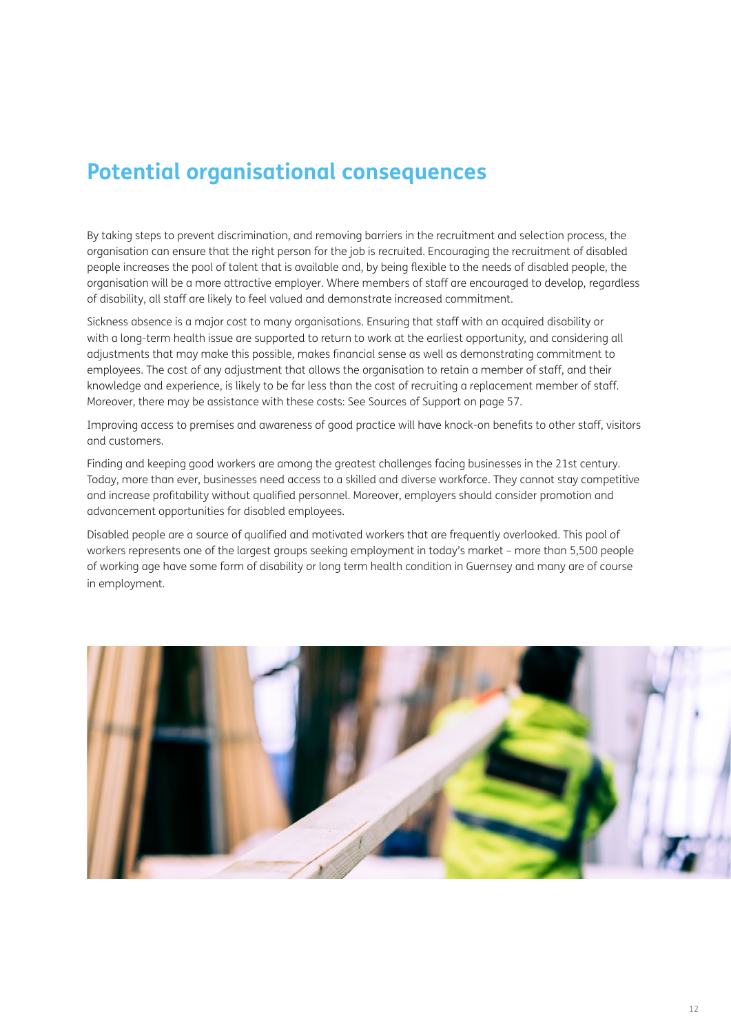## Potential organisational consequences

By taking steps to prevent discrimination, and removing barriers in the recruitment and selection process, the organisation can ensure that the right person for the job is recruited. Encouraging the recruitment of disabled people increases the pool of talent that is available and, by being flexible to the needs of disabled people, the organisation will be a more attractive employer. Where members of staff are encouraged to develop, regardless of disability, all staff are likely to feel valued and demonstrate increased commitment.

Sickness absence is a major cost to many organisations. Ensuring that staff with an acquired disability or with a long-term health issue are supported to return to work at the earliest opportunity, and considering all adjustments that may make this possible, makes financial sense as well as demonstrating commitment to employees. The cost of any adjustment that allows the organisation to retain a member of staff, and their knowledge and experience, is likely to be far less than the cost of recruiting a replacement member of staff. Moreover, there may be assistance with these costs: See Sources of Support on page 57.

Improving access to premises and awareness of good practice will have knock-on benefits to other staff, visitors and customers.

Finding and keeping good workers are among the greatest challenges facing businesses in the 21st century. Today, more than ever, businesses need access to a skilled and diverse workforce. They cannot stay competitive and increase profitability without qualified personnel. Moreover, employers should consider promotion and advancement opportunities for disabled employees.

Disabled people are a source of qualified and motivated workers that are frequently overlooked. This pool of workers represents one of the largest groups seeking employment in today's market – more than 5,500 people of working age have some form of disability or long term health condition in Guernsey and many are of course in employment.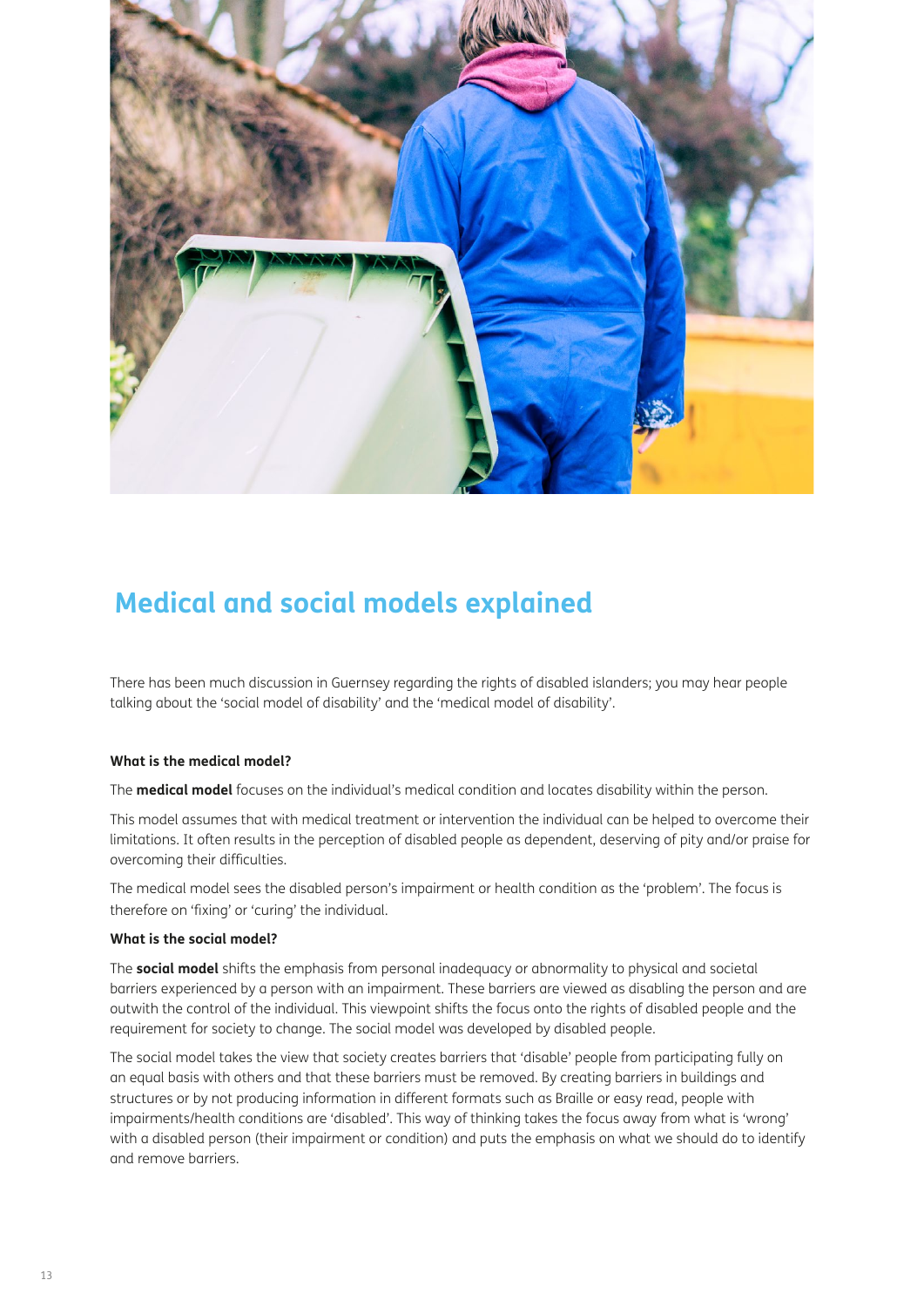# Medical and social models explained

There has been much discussion in Guernsey regarding the rights of disabled islanders; you may hear people talking about the 'social model of disability' and the 'medical model of disability'.

**What is the medical model?**

The **medical model** focuses on the individual's medical condition and locates disability within the person.

This model assumes that with medical treatment or intervention the individual can be helped to overcome their limitations. It often results in the perception of disabled people as dependent, deserving of pity and/or praise for overcoming their difficulties.

The medical model sees the disabled person's impairment or health condition as the 'problem'. The focus is therefore on 'fixing' or 'curing' the individual.

**What is the social model?**

The **social model** shifts the emphasis from personal inadequacy or abnormality to physical and societal barriers experienced by a person with an impairment. These barriers are viewed as disabling the person and are outwith the control of the individual. This viewpoint shifts the focus onto the rights of disabled people and the requirement for society to change. The social model was developed by disabled people.

The social model takes the view that society creates barriers that 'disable' people from participating fully on an equal basis with others and that these barriers must be removed. By creating barriers in buildings and structures or by not producing information in different formats such as Braille or easy read, people with impairments/health conditions are 'disabled'. This way of thinking takes the focus away from what is 'wrong' with a disabled person (their impairment or condition) and puts the emphasis on what we should do to identify and remove barriers.